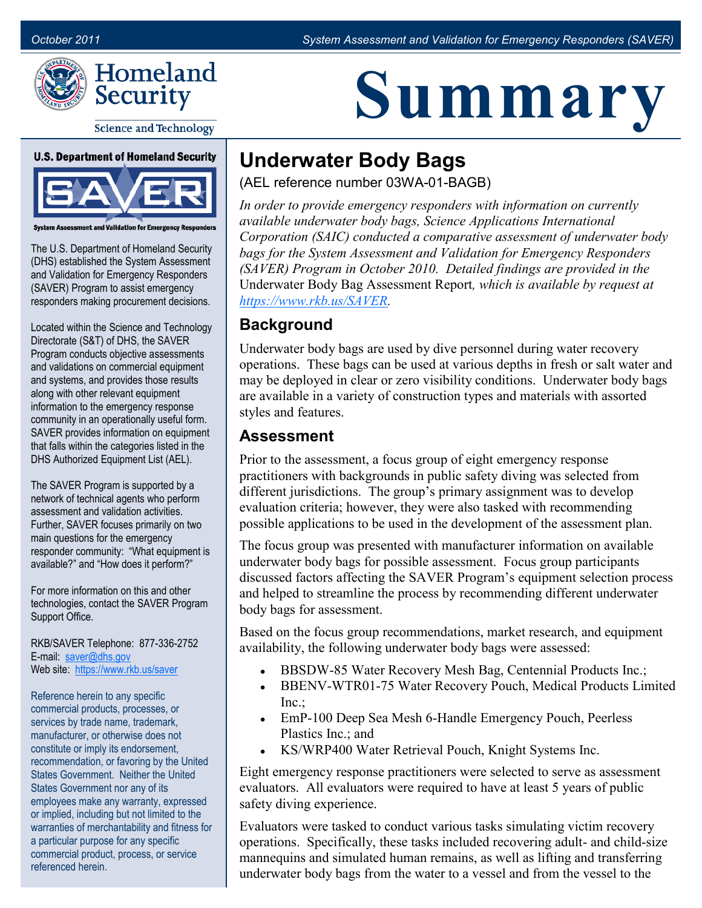# Summary

## Underwater Body Bags

(AEL reference number 03WA-01-BAGB)

*In order to provide emergency responders with information on currently available underwater body bags, Science Applications International Corporation (SAIC) conducted a comparative assessment of underwater body bags for the System Assessment and Validation for Emergency Responders (SAVER) Program in October 2010. Detailed findings are provided in the* Underwater Body Bag Assessment Report*, which is available by request at* [*https://www.rkb.us/SAVER*](https://www.rkb.us/SAVER).

### Background

Underwater body bags are used by dive personnel during water recovery operations. These bags can be used at various depths in fresh or salt water and may be deployed in clear or zero visibility conditions. Underwater body bags are available in a variety of construction types and materials with assorted styles and features.

### Assessment

Prior to the assessment, a focus group of eight emergency response practitioners with backgrounds in public safety diving was selected from different jurisdictions. The group's primary assignment was to develop evaluation criteria; however, they were also tasked with recommending possible applications to be used in the development of the assessment plan.

The focus group was presented with manufacturer information on available underwater body bags for possible assessment. Focus group participants discussed factors affecting the SAVER Program's equipment selection process and helped to streamline the process by recommending different underwater body bags for assessment.

Based on the focus group recommendations, market research, and equipment availability, the following underwater body bags were assessed:

- BBSDW-85 Water Recovery Mesh Bag, Centennial Products Inc.;
- BBENV-WTR01-75 Water Recovery Pouch, Medical Products Limited Inc.;
- EmP-100 Deep Sea Mesh 6-Handle Emergency Pouch, Peerless Plastics Inc.; and
- KS/WRP400 Water Retrieval Pouch, Knight Systems Inc.

Eight emergency response practitioners were selected to serve as assessment evaluators. All evaluators were required to have at least 5 years of public safety diving experience.

Evaluators were tasked to conduct various tasks simulating victim recovery operations. Specifically, these tasks included recovering adult- and child-size mannequins and simulated human remains, as well as lifting and transferring underwater body bags from the water to a vessel and from the vessel to the

---

**U.S. Department of Homeland Security**

**SAVER**

**System Assessment and Validation for Emergency Responders**

The U.S. Department of Homeland Security (DHS) established the System Assessment and Validation for Emergency Responders (SAVER) Program to assist emergency responders making procurement decisions.

Located within the Science and Technology Directorate (S&T) of DHS, the SAVER Program conducts objective assessments and validations on commercial equipment and systems, and provides those results along with other relevant equipment information to the emergency response community in an operationally useful form. SAVER provides information on equipment that falls within the categories listed in the DHS Authorized Equipment List (AEL).

The SAVER Program is supported by a network of technical agents who perform assessment and validation activities. Further, SAVER focuses primarily on two main questions for the emergency responder community: "What equipment is available?" and "How does it perform?"

For more information on this and other technologies, contact the SAVER Program Support Office.

RKB/SAVER Telephone: 877-336-2752
E-mail: [saver@dhs.gov](mailto:saver@dhs.gov)
Web site: [https://www.rkb.us/saver](https://www.rkb.us/saver)

Reference herein to any specific commercial products, processes, or services by trade name, trademark, manufacturer, or otherwise does not constitute or imply its endorsement, recommendation, or favoring by the United States Government. Neither the United States Government nor any of its employees make any warranty, expressed or implied, including but not limited to the warranties of merchantability and fitness for a particular purpose for any specific commercial product, process, or service referenced herein.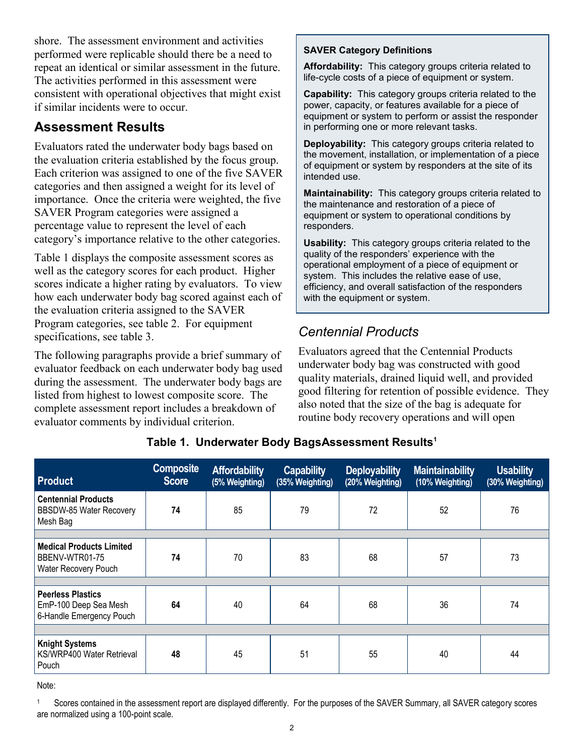shore. The assessment environment and activities performed were replicable should there be a need to repeat an identical or similar assessment in the future. The activities performed in this assessment were consistent with operational objectives that might exist if similar incidents were to occur.

## Assessment Results

Evaluators rated the underwater body bags based on the evaluation criteria established by the focus group. Each criterion was assigned to one of the five SAVER categories and then assigned a weight for its level of importance. Once the criteria were weighted, the five SAVER Program categories were assigned a percentage value to represent the level of each category's importance relative to the other categories.

Table 1 displays the composite assessment scores as well as the category scores for each product. Higher scores indicate a higher rating by evaluators. To view how each underwater body bag scored against each of the evaluation criteria assigned to the SAVER Program categories, see table 2. For equipment specifications, see table 3.

The following paragraphs provide a brief summary of evaluator feedback on each underwater body bag used during the assessment. The underwater body bags are listed from highest to lowest composite score. The complete assessment report includes a breakdown of evaluator comments by individual criterion.

> **SAVER Category Definitions**
>
> **Affordability:** This category groups criteria related to life-cycle costs of a piece of equipment or system.
>
> **Capability:** This category groups criteria related to the power, capacity, or features available for a piece of equipment or system to perform or assist the responder in performing one or more relevant tasks.
>
> **Deployability:** This category groups criteria related to the movement, installation, or implementation of a piece of equipment or system by responders at the site of its intended use.
>
> **Maintainability:** This category groups criteria related to the maintenance and restoration of a piece of equipment or system to operational conditions by responders.
>
> **Usability:** This category groups criteria related to the quality of the responders' experience with the operational employment of a piece of equipment or system. This includes the relative ease of use, efficiency, and overall satisfaction of the responders with the equipment or system.

### *Centennial Products*

Evaluators agreed that the Centennial Products underwater body bag was constructed with good quality materials, drained liquid well, and provided good filtering for retention of possible evidence. They also noted that the size of the bag is adequate for routine body recovery operations and will open

**Table 1. Underwater Body BagsAssessment Results[1]**

| Product | Composite Score | Affordability (5% Weighting) | Capability (35% Weighting) | Deployability (20% Weighting) | Maintainability (10% Weighting) | Usability (30% Weighting) |
|---|---|---|---|---|---|---|
| **Centennial Products** BBSDW-85 Water Recovery Mesh Bag | **74** | 85 | 79 | 72 | 52 | 76 |
| **Medical Products Limited** BBENV-WTR01-75 Water Recovery Pouch | **74** | 70 | 83 | 68 | 57 | 73 |
| **Peerless Plastics** EmP-100 Deep Sea Mesh 6-Handle Emergency Pouch | **64** | 40 | 64 | 68 | 36 | 74 |
| **Knight Systems** KS/WRP400 Water Retrieval Pouch | **48** | 45 | 51 | 55 | 40 | 44 |

Note:

[1] Scores contained in the assessment report are displayed differently. For the purposes of the SAVER Summary, all SAVER category scores are normalized using a 100-point scale.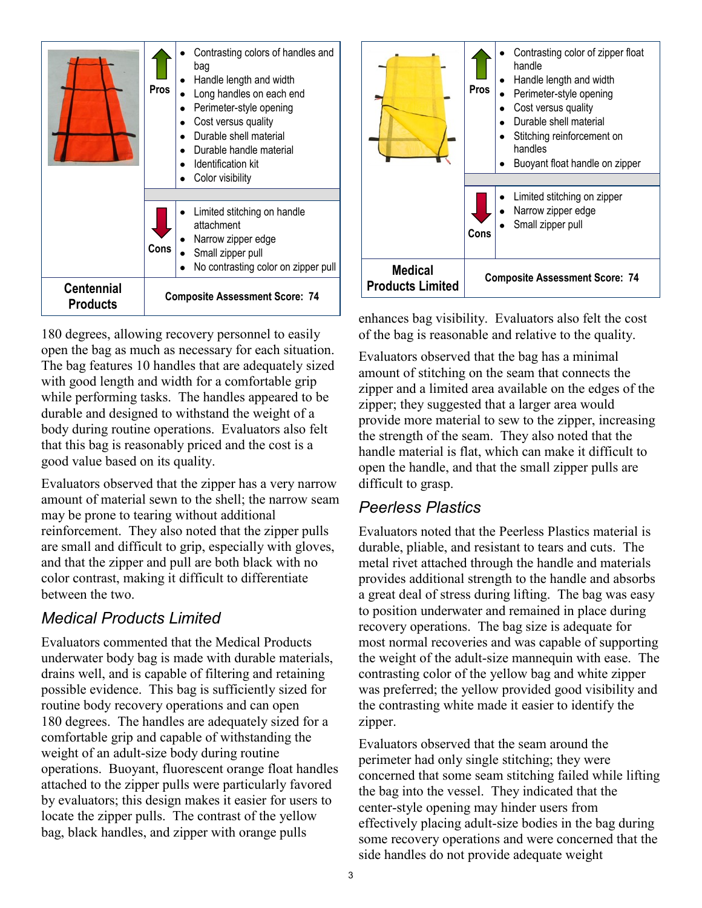| | | |
|---|---|---|
| | **Pros** | • Contrasting colors of handles and bag<br>• Handle length and width<br>• Long handles on each end<br>• Perimeter-style opening<br>• Cost versus quality<br>• Durable shell material<br>• Durable handle material<br>• Identification kit<br>• Color visibility |
| | **Cons** | • Limited stitching on handle attachment<br>• Narrow zipper edge<br>• Small zipper pull<br>• No contrasting color on zipper pull |
| **Centennial Products** | **Composite Assessment Score: 74** | |

180 degrees, allowing recovery personnel to easily open the bag as much as necessary for each situation. The bag features 10 handles that are adequately sized with good length and width for a comfortable grip while performing tasks. The handles appeared to be durable and designed to withstand the weight of a body during routine operations. Evaluators also felt that this bag is reasonably priced and the cost is a good value based on its quality.

Evaluators observed that the zipper has a very narrow amount of material sewn to the shell; the narrow seam may be prone to tearing without additional reinforcement. They also noted that the zipper pulls are small and difficult to grip, especially with gloves, and that the zipper and pull are both black with no color contrast, making it difficult to differentiate between the two.

### *Medical Products Limited*

Evaluators commented that the Medical Products underwater body bag is made with durable materials, drains well, and is capable of filtering and retaining possible evidence. This bag is sufficiently sized for routine body recovery operations and can open 180 degrees. The handles are adequately sized for a comfortable grip and capable of withstanding the weight of an adult-size body during routine operations. Buoyant, fluorescent orange float handles attached to the zipper pulls were particularly favored by evaluators; this design makes it easier for users to locate the zipper pulls. The contrast of the yellow bag, black handles, and zipper with orange pulls enhances bag visibility. Evaluators also felt the cost of the bag is reasonable and relative to the quality.

| | | |
|---|---|---|
| | **Pros** | • Contrasting color of zipper float handle<br>• Handle length and width<br>• Perimeter-style opening<br>• Cost versus quality<br>• Durable shell material<br>• Stitching reinforcement on handles<br>• Buoyant float handle on zipper |
| | **Cons** | • Limited stitching on zipper<br>• Narrow zipper edge<br>• Small zipper pull |
| **Medical Products Limited** | **Composite Assessment Score: 74** | |

Evaluators observed that the bag has a minimal amount of stitching on the seam that connects the zipper and a limited area available on the edges of the zipper; they suggested that a larger area would provide more material to sew to the zipper, increasing the strength of the seam. They also noted that the handle material is flat, which can make it difficult to open the handle, and that the small zipper pulls are difficult to grasp.

### *Peerless Plastics*

Evaluators noted that the Peerless Plastics material is durable, pliable, and resistant to tears and cuts. The metal rivet attached through the handle and materials provides additional strength to the handle and absorbs a great deal of stress during lifting. The bag was easy to position underwater and remained in place during recovery operations. The bag size is adequate for most normal recoveries and was capable of supporting the weight of the adult-size mannequin with ease. The contrasting color of the yellow bag and white zipper was preferred; the yellow provided good visibility and the contrasting white made it easier to identify the zipper.

Evaluators observed that the seam around the perimeter had only single stitching; they were concerned that some seam stitching failed while lifting the bag into the vessel. They indicated that the center-style opening may hinder users from effectively placing adult-size bodies in the bag during some recovery operations and were concerned that the side handles do not provide adequate weight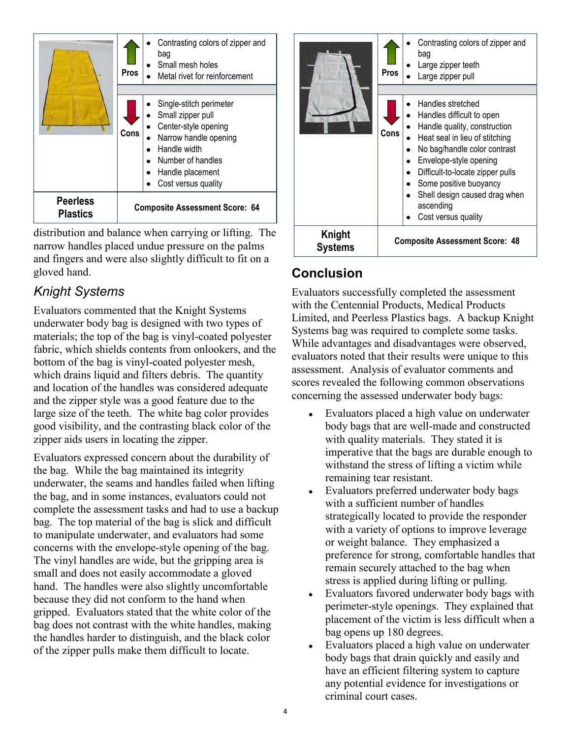| | | |
|---|---|---|
| | Pros | • Contrasting colors of zipper and bag<br>• Small mesh holes<br>• Metal rivet for reinforcement |
| | Cons | • Single-stitch perimeter<br>• Small zipper pull<br>• Center-style opening<br>• Narrow handle opening<br>• Handle width<br>• Number of handles<br>• Handle placement<br>• Cost versus quality |
| **Peerless Plastics** | **Composite Assessment Score: 64** | |

distribution and balance when carrying or lifting. The narrow handles placed undue pressure on the palms and fingers and were also slightly difficult to fit on a gloved hand.

### *Knight Systems*

Evaluators commented that the Knight Systems underwater body bag is designed with two types of materials; the top of the bag is vinyl-coated polyester fabric, which shields contents from onlookers, and the bottom of the bag is vinyl-coated polyester mesh, which drains liquid and filters debris. The quantity and location of the handles was considered adequate and the zipper style was a good feature due to the large size of the teeth. The white bag color provides good visibility, and the contrasting black color of the zipper aids users in locating the zipper.

Evaluators expressed concern about the durability of the bag. While the bag maintained its integrity underwater, the seams and handles failed when lifting the bag, and in some instances, evaluators could not complete the assessment tasks and had to use a backup bag. The top material of the bag is slick and difficult to manipulate underwater, and evaluators had some concerns with the envelope-style opening of the bag. The vinyl handles are wide, but the gripping area is small and does not easily accommodate a gloved hand. The handles were also slightly uncomfortable because they did not conform to the hand when gripped. Evaluators stated that the white color of the bag does not contrast with the white handles, making the handles harder to distinguish, and the black color of the zipper pulls make them difficult to locate.

| | | |
|---|---|---|
| | Pros | • Contrasting colors of zipper and bag<br>• Large zipper teeth<br>• Large zipper pull |
| | Cons | • Handles stretched<br>• Handles difficult to open<br>• Handle quality, construction<br>• Heat seal in lieu of stitching<br>• No bag/handle color contrast<br>• Envelope-style opening<br>• Difficult-to-locate zipper pulls<br>• Some positive buoyancy<br>• Shell design caused drag when ascending<br>• Cost versus quality |
| **Knight Systems** | **Composite Assessment Score: 48** | |

## Conclusion

Evaluators successfully completed the assessment with the Centennial Products, Medical Products Limited, and Peerless Plastics bags. A backup Knight Systems bag was required to complete some tasks. While advantages and disadvantages were observed, evaluators noted that their results were unique to this assessment. Analysis of evaluator comments and scores revealed the following common observations concerning the assessed underwater body bags:

- Evaluators placed a high value on underwater body bags that are well-made and constructed with quality materials. They stated it is imperative that the bags are durable enough to withstand the stress of lifting a victim while remaining tear resistant.
- Evaluators preferred underwater body bags with a sufficient number of handles strategically located to provide the responder with a variety of options to improve leverage or weight balance. They emphasized a preference for strong, comfortable handles that remain securely attached to the bag when stress is applied during lifting or pulling.
- Evaluators favored underwater body bags with perimeter-style openings. They explained that placement of the victim is less difficult when a bag opens up 180 degrees.
- Evaluators placed a high value on underwater body bags that drain quickly and easily and have an efficient filtering system to capture any potential evidence for investigations or criminal court cases.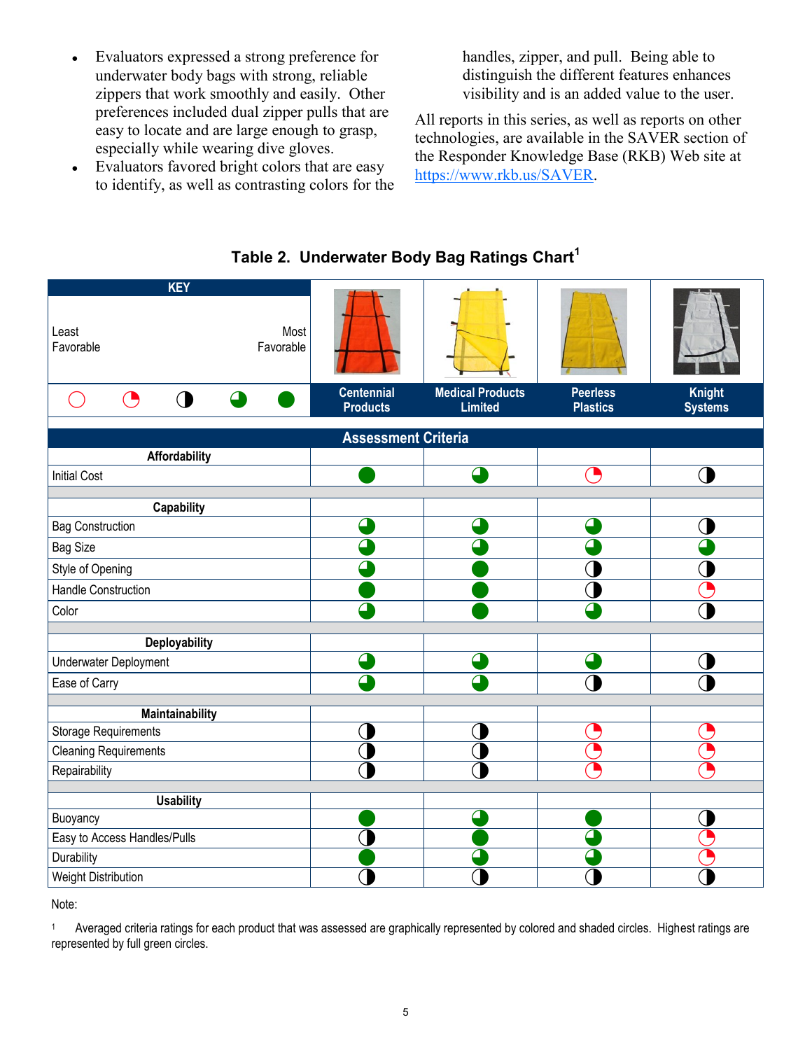- Evaluators expressed a strong preference for underwater body bags with strong, reliable zippers that work smoothly and easily. Other preferences included dual zipper pulls that are easy to locate and are large enough to grasp, especially while wearing dive gloves.
- Evaluators favored bright colors that are easy to identify, as well as contrasting colors for the handles, zipper, and pull. Being able to distinguish the different features enhances visibility and is an added value to the user.

All reports in this series, as well as reports on other technologies, are available in the SAVER section of the Responder Knowledge Base (RKB) Web site at https://www.rkb.us/SAVER.

**Table 2. Underwater Body Bag Ratings Chart**[1]

**KEY:** Least Favorable ○ ◔ ◑ ◕ ● Most Favorable

| Assessment Criteria | Centennial Products | Medical Products Limited | Peerless Plastics | Knight Systems |
|---|---|---|---|---|
| **Affordability** | | | | |
| Initial Cost | ● | ◕ | ◔ | ◑ |
| **Capability** | | | | |
| Bag Construction | ◕ | ◕ | ◕ | ◑ |
| Bag Size | ◕ | ◕ | ◕ | ◕ |
| Style of Opening | ◕ | ● | ◑ | ◑ |
| Handle Construction | ● | ● | ◑ | ◔ |
| Color | ◕ | ● | ◕ | ◑ |
| **Deployability** | | | | |
| Underwater Deployment | ◕ | ◕ | ◕ | ◑ |
| Ease of Carry | ◕ | ◕ | ◑ | ◑ |
| **Maintainability** | | | | |
| Storage Requirements | ◑ | ◑ | ◔ | ◔ |
| Cleaning Requirements | ◑ | ◑ | ◔ | ◔ |
| Repairability | ◑ | ◑ | ◔ | ◔ |
| **Usability** | | | | |
| Buoyancy | ● | ◕ | ● | ◑ |
| Easy to Access Handles/Pulls | ◑ | ● | ◕ | ◔ |
| Durability | ● | ◕ | ◕ | ◔ |
| Weight Distribution | ◑ | ◑ | ◑ | ◑ |

Note:

[1] Averaged criteria ratings for each product that was assessed are graphically represented by colored and shaded circles. Highest ratings are represented by full green circles.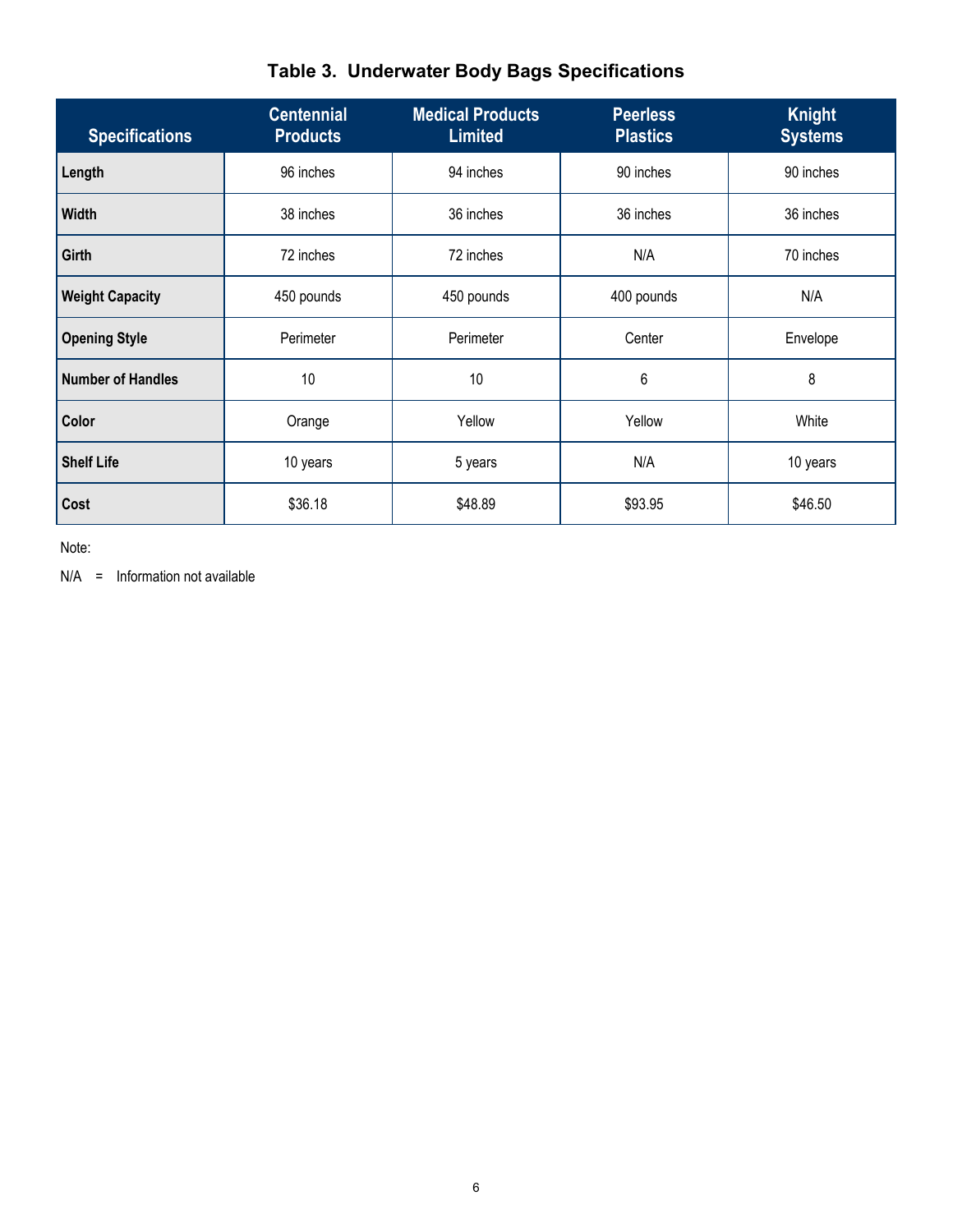## Table 3.  Underwater Body Bags Specifications

| Specifications | Centennial Products | Medical Products Limited | Peerless Plastics | Knight Systems |
|---|---|---|---|---|
| **Length** | 96 inches | 94 inches | 90 inches | 90 inches |
| **Width** | 38 inches | 36 inches | 36 inches | 36 inches |
| **Girth** | 72 inches | 72 inches | N/A | 70 inches |
| **Weight Capacity** | 450 pounds | 450 pounds | 400 pounds | N/A |
| **Opening Style** | Perimeter | Perimeter | Center | Envelope |
| **Number of Handles** | 10 | 10 | 6 | 8 |
| **Color** | Orange | Yellow | Yellow | White |
| **Shelf Life** | 10 years | 5 years | N/A | 10 years |
| **Cost** | $36.18 | $48.89 | $93.95 | $46.50 |

Note:

N/A = Information not available